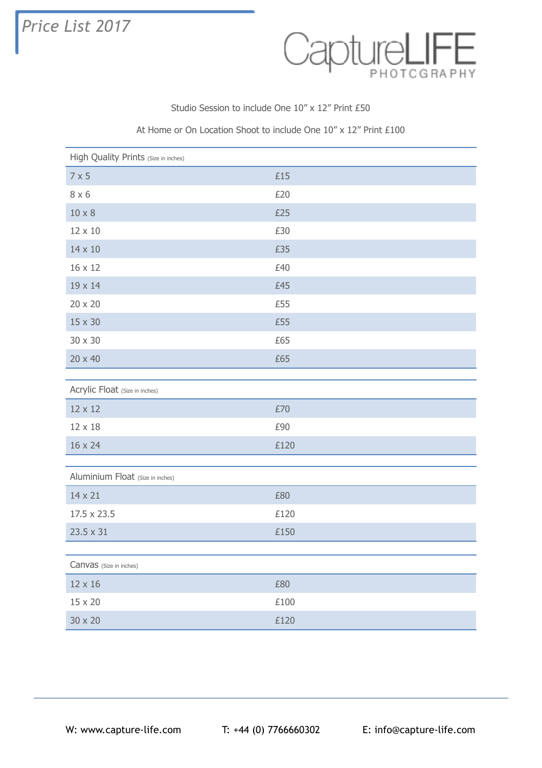# Price List 2017

CaptureLIFE PHOTOGRAPHY

Studio Session to include One 10″ x 12″ Print £50

At Home or On Location Shoot to include One 10″ x 12″ Print £100

| High Quality Prints (Size in inches) | |
|---|---|
| 7 x 5 | £15 |
| 8 x 6 | £20 |
| 10 x 8 | £25 |
| 12 x 10 | £30 |
| 14 x 10 | £35 |
| 16 x 12 | £40 |
| 19 x 14 | £45 |
| 20 x 20 | £55 |
| 15 x 30 | £55 |
| 30 x 30 | £65 |
| 20 x 40 | £65 |

| Acrylic Float (Size in inches) | |
|---|---|
| 12 x 12 | £70 |
| 12 x 18 | £90 |
| 16 x 24 | £120 |

| Aluminium Float (Size in inches) | |
|---|---|
| 14 x 21 | £80 |
| 17.5 x 23.5 | £120 |
| 23.5 x 31 | £150 |

| Canvas (Size in inches) | |
|---|---|
| 12 x 16 | £80 |
| 15 x 20 | £100 |
| 30 x 20 | £120 |

W: www.capture-life.com T: +44 (0) 7766660302 E: info@capture-life.com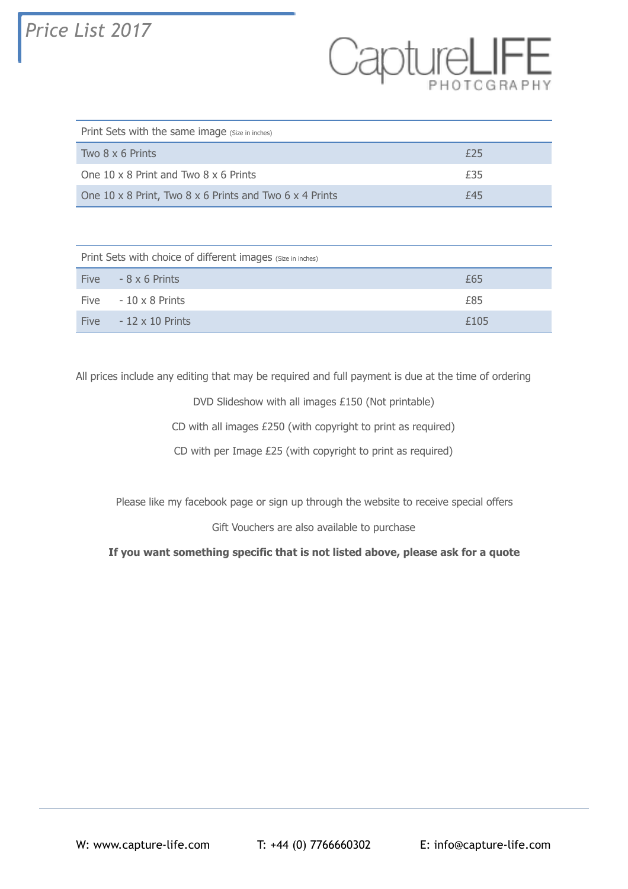# *Price List 2017*

CaptureLIFE PHOTOGRAPHY

| Print Sets with the same image (Size in inches) | |
|---|---|
| Two 8 x 6 Prints | £25 |
| One 10 x 8 Print and Two 8 x 6 Prints | £35 |
| One 10 x 8 Print, Two 8 x 6 Prints and Two 6 x 4 Prints | £45 |

| Print Sets with choice of different images (Size in inches) | | |
|---|---|---|
| Five | - 8 x 6 Prints | £65 |
| Five | - 10 x 8 Prints | £85 |
| Five | - 12 x 10 Prints | £105 |

All prices include any editing that may be required and full payment is due at the time of ordering

DVD Slideshow with all images £150 (Not printable)

CD with all images £250 (with copyright to print as required)

CD with per Image £25 (with copyright to print as required)

Please like my facebook page or sign up through the website to receive special offers

Gift Vouchers are also available to purchase

**If you want something specific that is not listed above, please ask for a quote**

W: www.capture-life.com T: +44 (0) 7766660302 E: info@capture-life.com